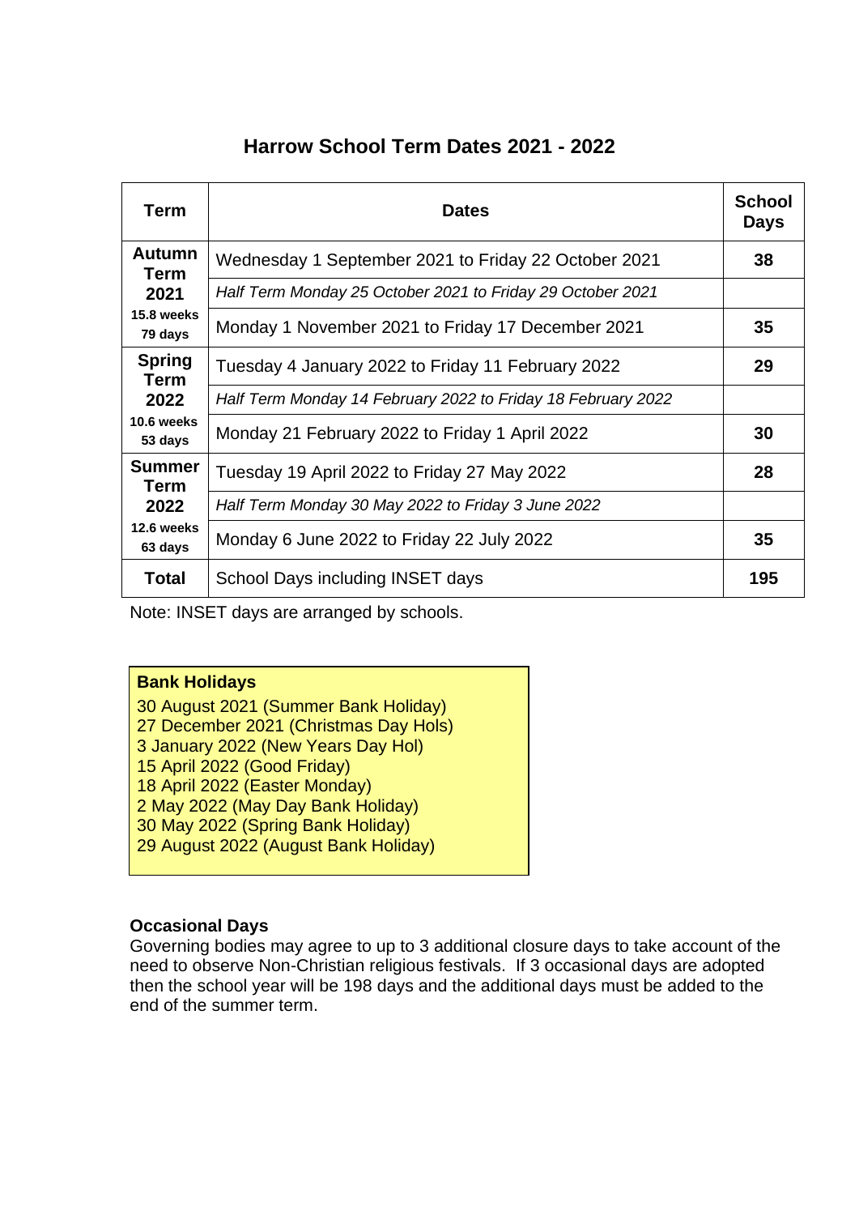# Harrow School Term Dates 2021 - 2022

| Term | Dates | School Days |
|---|---|---|
| **Autumn Term 2021** | Wednesday 1 September 2021 to Friday 22 October 2021 | **38** |
| **15.8 weeks 79 days** | *Half Term Monday 25 October 2021 to Friday 29 October 2021* | |
| | Monday 1 November 2021 to Friday 17 December 2021 | **35** |
| **Spring Term 2022** | Tuesday 4 January 2022 to Friday 11 February 2022 | **29** |
| **10.6 weeks 53 days** | *Half Term Monday 14 February 2022 to Friday 18 February 2022* | |
| | Monday 21 February 2022 to Friday 1 April 2022 | **30** |
| **Summer Term 2022** | Tuesday 19 April 2022 to Friday 27 May 2022 | **28** |
| **12.6 weeks 63 days** | *Half Term Monday 30 May 2022 to Friday 3 June 2022* | |
| | Monday 6 June 2022 to Friday 22 July 2022 | **35** |
| **Total** | School Days including INSET days | **195** |

Note: INSET days are arranged by schools.

**Bank Holidays**

30 August 2021 (Summer Bank Holiday)
27 December 2021 (Christmas Day Hols)
3 January 2022 (New Years Day Hol)
15 April 2022 (Good Friday)
18 April 2022 (Easter Monday)
2 May 2022 (May Day Bank Holiday)
30 May 2022 (Spring Bank Holiday)
29 August 2022 (August Bank Holiday)

**Occasional Days**

Governing bodies may agree to up to 3 additional closure days to take account of the need to observe Non-Christian religious festivals. If 3 occasional days are adopted then the school year will be 198 days and the additional days must be added to the end of the summer term.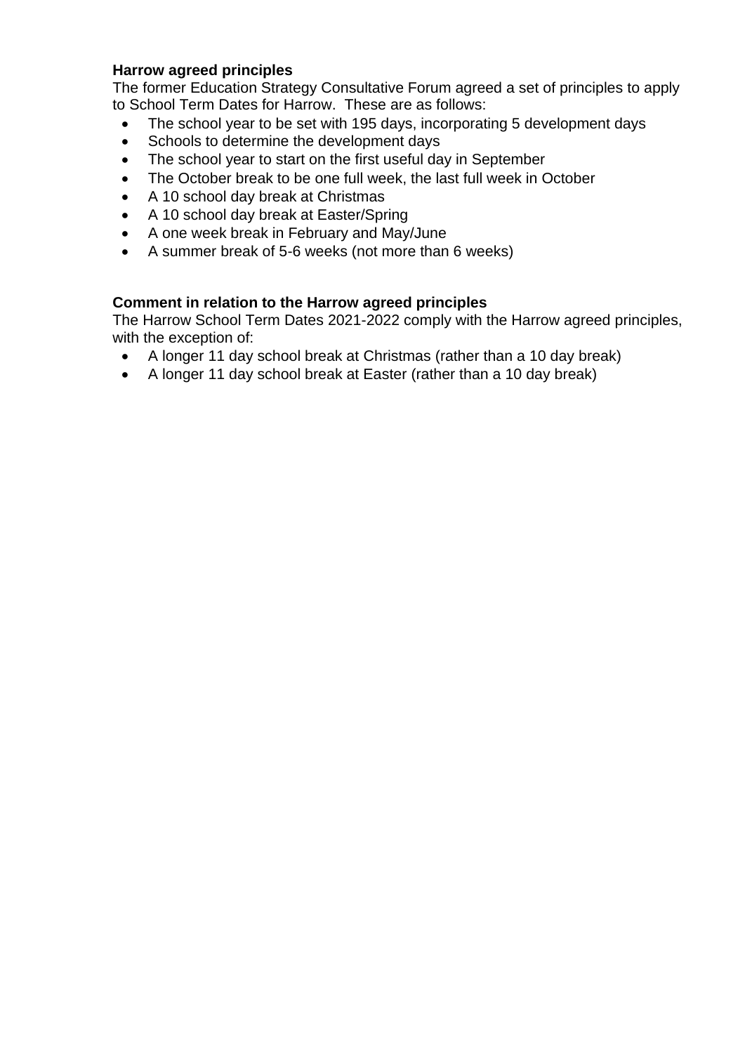**Harrow agreed principles**

The former Education Strategy Consultative Forum agreed a set of principles to apply to School Term Dates for Harrow. These are as follows:

- The school year to be set with 195 days, incorporating 5 development days
- Schools to determine the development days
- The school year to start on the first useful day in September
- The October break to be one full week, the last full week in October
- A 10 school day break at Christmas
- A 10 school day break at Easter/Spring
- A one week break in February and May/June
- A summer break of 5-6 weeks (not more than 6 weeks)

**Comment in relation to the Harrow agreed principles**

The Harrow School Term Dates 2021-2022 comply with the Harrow agreed principles, with the exception of:

- A longer 11 day school break at Christmas (rather than a 10 day break)
- A longer 11 day school break at Easter (rather than a 10 day break)